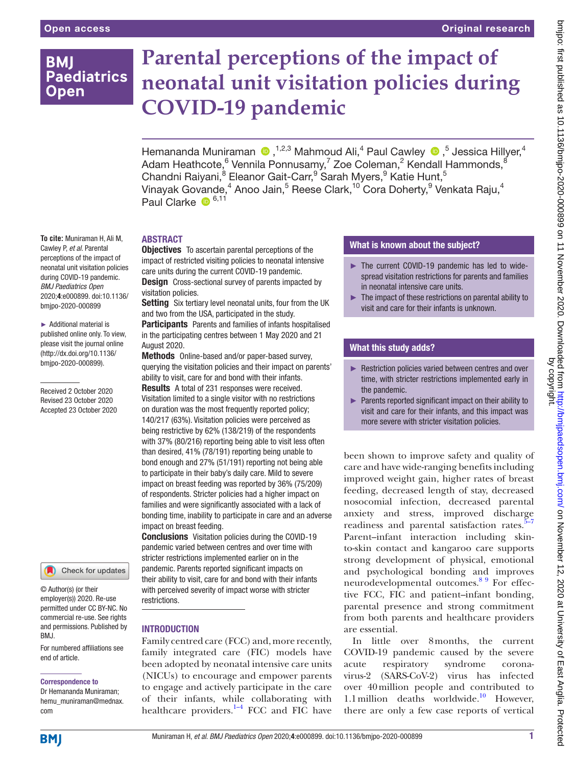# Parental perceptions of the impact of neonatal unit visitation policies during COVID-19 pandemic

Hemananda Muniraman,[1,2,3] Mahmoud Ali,[4] Paul Cawley,[5] Jessica Hillyer,[4] Adam Heathcote,[6] Vennila Ponnusamy,[7] Zoe Coleman,[2] Kendall Hammonds,[8] Chandni Raiyani,[8] Eleanor Gait-Carr,[9] Sarah Myers,[9] Katie Hunt,[5] Vinayak Govande,[4] Anoo Jain,[5] Reese Clark,[10] Cora Doherty,[9] Venkata Raju,[4] Paul Clarke[6,11]

**To cite:** Muniraman H, Ali M, Cawley P, *et al*. Parental perceptions of the impact of neonatal unit visitation policies during COVID-19 pandemic. *BMJ Paediatrics Open* 2020;**4**:e000899. doi:10.1136/bmjpo-2020-000899

► Additional material is published online only. To view, please visit the journal online (http://dx.doi.org/10.1136/bmjpo-2020-000899).

Received 2 October 2020
Revised 23 October 2020
Accepted 23 October 2020

© Author(s) (or their employer(s)) 2020. Re-use permitted under CC BY-NC. No commercial re-use. See rights and permissions. Published by BMJ.

For numbered affiliations see end of article.

**Correspondence to**
Dr Hemananda Muniraman; hemu_muniraman@mednax.com

## ABSTRACT

**Objectives** To ascertain parental perceptions of the impact of restricted visiting policies to neonatal intensive care units during the current COVID-19 pandemic.

**Design** Cross-sectional survey of parents impacted by visitation policies.

**Setting** Six tertiary level neonatal units, four from the UK and two from the USA, participated in the study.

**Participants** Parents and families of infants hospitalised in the participating centres between 1 May 2020 and 21 August 2020.

**Methods** Online-based and/or paper-based survey, querying the visitation policies and their impact on parents' ability to visit, care for and bond with their infants.

**Results** A total of 231 responses were received. Visitation limited to a single visitor with no restrictions on duration was the most frequently reported policy; 140/217 (63%). Visitation policies were perceived as being restrictive by 62% (138/219) of the respondents with 37% (80/216) reporting being able to visit less often than desired, 41% (78/191) reporting being unable to bond enough and 27% (51/191) reporting not being able to participate in their baby's daily care. Mild to severe impact on breast feeding was reported by 36% (75/209) of respondents. Stricter policies had a higher impact on families and were significantly associated with a lack of bonding time, inability to participate in care and an adverse impact on breast feeding.

**Conclusions** Visitation policies during the COVID-19 pandemic varied between centres and over time with stricter restrictions implemented earlier on in the pandemic. Parents reported significant impacts on their ability to visit, care for and bond with their infants with perceived severity of impact worse with stricter restrictions.

## What is known about the subject?

- The current COVID-19 pandemic has led to widespread visitation restrictions for parents and families in neonatal intensive care units.
- The impact of these restrictions on parental ability to visit and care for their infants is unknown.

## What this study adds?

- Restriction policies varied between centres and over time, with stricter restrictions implemented early in the pandemic.
- Parents reported significant impact on their ability to visit and care for their infants, and this impact was more severe with stricter visitation policies.

## INTRODUCTION

Family centred care (FCC) and, more recently, family integrated care (FIC) models have been adopted by neonatal intensive care units (NICUs) to encourage and empower parents to engage and actively participate in the care of their infants, while collaborating with healthcare providers.[1–4] FCC and FIC have been shown to improve safety and quality of care and have wide-ranging benefits including improved weight gain, higher rates of breast feeding, decreased length of stay, decreased nosocomial infection, decreased parental anxiety and stress, improved discharge readiness and parental satisfaction rates.[5–7] Parent–infant interaction including skin-to-skin contact and kangaroo care supports strong development of physical, emotional and psychological bonding and improves neurodevelopmental outcomes.[8 9] For effective FCC, FIC and patient–infant bonding, parental presence and strong commitment from both parents and healthcare providers are essential.

In little over 8 months, the current COVID-19 pandemic caused by the severe acute respiratory syndrome coronavirus-2 (SARS-CoV-2) virus has infected over 40 million people and contributed to 1.1 million deaths worldwide.[10] However, there are only a few case reports of vertical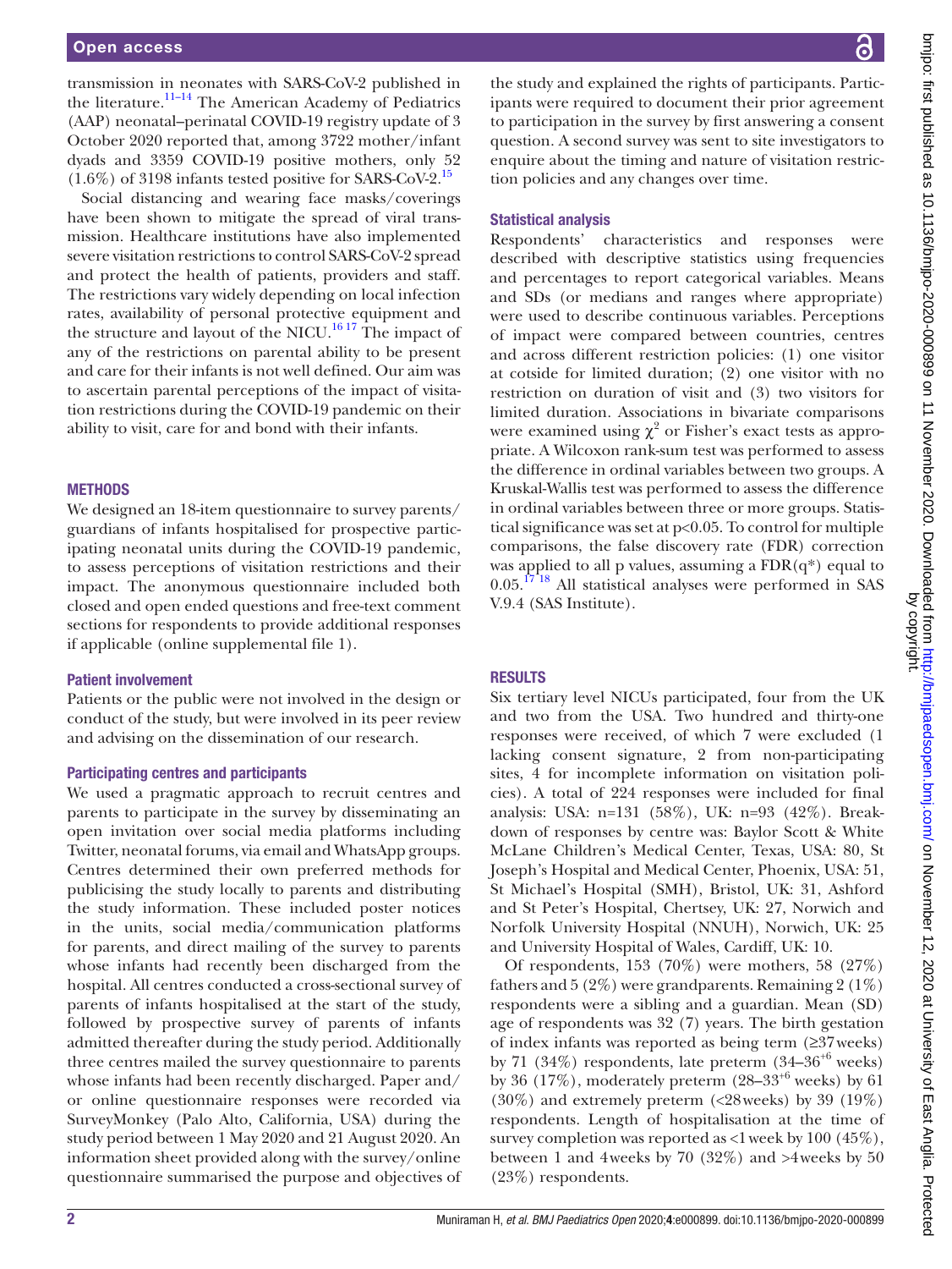transmission in neonates with SARS-CoV-2 published in the literature.[11–14] The American Academy of Pediatrics (AAP) neonatal–perinatal COVID-19 registry update of 3 October 2020 reported that, among 3722 mother/infant dyads and 3359 COVID-19 positive mothers, only 52 (1.6%) of 3198 infants tested positive for SARS-CoV-2.[15]

Social distancing and wearing face masks/coverings have been shown to mitigate the spread of viral transmission. Healthcare institutions have also implemented severe visitation restrictions to control SARS-CoV-2 spread and protect the health of patients, providers and staff. The restrictions vary widely depending on local infection rates, availability of personal protective equipment and the structure and layout of the NICU.[16 17] The impact of any of the restrictions on parental ability to be present and care for their infants is not well defined. Our aim was to ascertain parental perceptions of the impact of visitation restrictions during the COVID-19 pandemic on their ability to visit, care for and bond with their infants.

## METHODS

We designed an 18-item questionnaire to survey parents/guardians of infants hospitalised for prospective participating neonatal units during the COVID-19 pandemic, to assess perceptions of visitation restrictions and their impact. The anonymous questionnaire included both closed and open ended questions and free-text comment sections for respondents to provide additional responses if applicable (online supplemental file 1).

### Patient involvement

Patients or the public were not involved in the design or conduct of the study, but were involved in its peer review and advising on the dissemination of our research.

### Participating centres and participants

We used a pragmatic approach to recruit centres and parents to participate in the survey by disseminating an open invitation over social media platforms including Twitter, neonatal forums, via email and WhatsApp groups. Centres determined their own preferred methods for publicising the study locally to parents and distributing the study information. These included poster notices in the units, social media/communication platforms for parents, and direct mailing of the survey to parents whose infants had recently been discharged from the hospital. All centres conducted a cross-sectional survey of parents of infants hospitalised at the start of the study, followed by prospective survey of parents of infants admitted thereafter during the study period. Additionally three centres mailed the survey questionnaire to parents whose infants had been recently discharged. Paper and/or online questionnaire responses were recorded via SurveyMonkey (Palo Alto, California, USA) during the study period between 1 May 2020 and 21 August 2020. An information sheet provided along with the survey/online questionnaire summarised the purpose and objectives of the study and explained the rights of participants. Participants were required to document their prior agreement to participation in the survey by first answering a consent question. A second survey was sent to site investigators to enquire about the timing and nature of visitation restriction policies and any changes over time.

### Statistical analysis

Respondents' characteristics and responses were described with descriptive statistics using frequencies and percentages to report categorical variables. Means and SDs (or medians and ranges where appropriate) were used to describe continuous variables. Perceptions of impact were compared between countries, centres and across different restriction policies: (1) one visitor at cotside for limited duration; (2) one visitor with no restriction on duration of visit and (3) two visitors for limited duration. Associations in bivariate comparisons were examined using $\chi^2$ or Fisher's exact tests as appropriate. A Wilcoxon rank-sum test was performed to assess the difference in ordinal variables between two groups. A Kruskal-Wallis test was performed to assess the difference in ordinal variables between three or more groups. Statistical significance was set at $p<0.05$. To control for multiple comparisons, the false discovery rate (FDR) correction was applied to all p values, assuming a $FDR(q^*)$ equal to 0.05.[17 18] All statistical analyses were performed in SAS V.9.4 (SAS Institute).

## RESULTS

Six tertiary level NICUs participated, four from the UK and two from the USA. Two hundred and thirty-one responses were received, of which 7 were excluded (1 lacking consent signature, 2 from non-participating sites, 4 for incomplete information on visitation policies). A total of 224 responses were included for final analysis: USA: n=131 (58%), UK: n=93 (42%). Breakdown of responses by centre was: Baylor Scott & White McLane Children's Medical Center, Texas, USA: 80, St Joseph's Hospital and Medical Center, Phoenix, USA: 51, St Michael's Hospital (SMH), Bristol, UK: 31, Ashford and St Peter's Hospital, Chertsey, UK: 27, Norwich and Norfolk University Hospital (NNUH), Norwich, UK: 25 and University Hospital of Wales, Cardiff, UK: 10.

Of respondents, 153 (70%) were mothers, 58 (27%) fathers and 5 (2%) were grandparents. Remaining 2 (1%) respondents were a sibling and a guardian. Mean (SD) age of respondents was 32 (7) years. The birth gestation of index infants was reported as being term (≥37 weeks) by 71 (34%) respondents, late preterm (34–36$^{+6}$ weeks) by 36 (17%), moderately preterm (28–33$^{+6}$ weeks) by 61 (30%) and extremely preterm (<28 weeks) by 39 (19%) respondents. Length of hospitalisation at the time of survey completion was reported as <1 week by 100 (45%), between 1 and 4 weeks by 70 (32%) and >4 weeks by 50 (23%) respondents.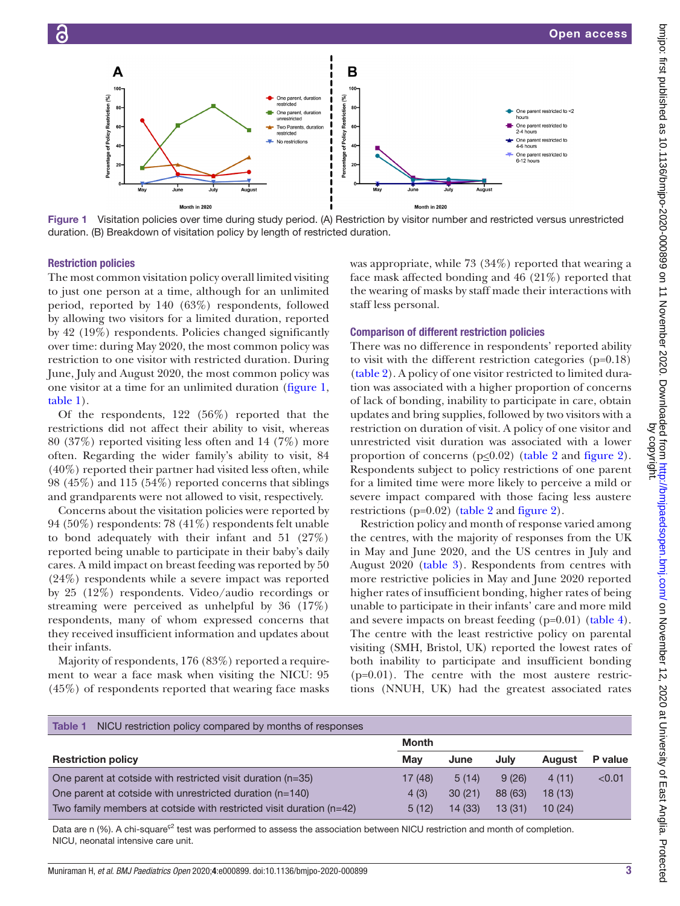Figure 1 Visitation policies over time during study period. (A) Restriction by visitor number and restricted versus unrestricted duration. (B) Breakdown of visitation policy by length of restricted duration.

### Restriction policies

The most common visitation policy overall limited visiting to just one person at a time, although for an unlimited period, reported by 140 (63%) respondents, followed by allowing two visitors for a limited duration, reported by 42 (19%) respondents. Policies changed significantly over time: during May 2020, the most common policy was restriction to one visitor with restricted duration. During June, July and August 2020, the most common policy was one visitor at a time for an unlimited duration (figure 1, table 1).

Of the respondents, 122 (56%) reported that the restrictions did not affect their ability to visit, whereas 80 (37%) reported visiting less often and 14 (7%) more often. Regarding the wider family's ability to visit, 84 (40%) reported their partner had visited less often, while 98 (45%) and 115 (54%) reported concerns that siblings and grandparents were not allowed to visit, respectively.

Concerns about the visitation policies were reported by 94 (50%) respondents: 78 (41%) respondents felt unable to bond adequately with their infant and 51 (27%) reported being unable to participate in their baby's daily cares. A mild impact on breast feeding was reported by 50 (24%) respondents while a severe impact was reported by 25 (12%) respondents. Video/audio recordings or streaming were perceived as unhelpful by 36 (17%) respondents, many of whom expressed concerns that they received insufficient information and updates about their infants.

Majority of respondents, 176 (83%) reported a requirement to wear a face mask when visiting the NICU: 95 (45%) of respondents reported that wearing face masks was appropriate, while 73 (34%) reported that wearing a face mask affected bonding and 46 (21%) reported that the wearing of masks by staff made their interactions with staff less personal.

### Comparison of different restriction policies

There was no difference in respondents' reported ability to visit with the different restriction categories (p=0.18) (table 2). A policy of one visitor restricted to limited duration was associated with a higher proportion of concerns of lack of bonding, inability to participate in care, obtain updates and bring supplies, followed by two visitors with a restriction on duration of visit. A policy of one visitor and unrestricted visit duration was associated with a lower proportion of concerns ($p \leq 0.02$) (table 2 and figure 2). Respondents subject to policy restrictions of one parent for a limited time were more likely to perceive a mild or severe impact compared with those facing less austere restrictions (p=0.02) (table 2 and figure 2).

Restriction policy and month of response varied among the centres, with the majority of responses from the UK in May and June 2020, and the US centres in July and August 2020 (table 3). Respondents from centres with more restrictive policies in May and June 2020 reported higher rates of insufficient bonding, higher rates of being unable to participate in their infants' care and more mild and severe impacts on breast feeding (p=0.01) (table 4). The centre with the least restrictive policy on parental visiting (SMH, Bristol, UK) reported the lowest rates of both inability to participate and insufficient bonding (p=0.01). The centre with the most austere restrictions (NNUH, UK) had the greatest associated rates

**Table 1** NICU restriction policy compared by months of responses

| | Month | | | | |
|---|---|---|---|---|---|
| **Restriction policy** | **May** | **June** | **July** | **August** | **P value** |
| One parent at cotside with restricted visit duration (n=35) | 17 (48) | 5 (14) | 9 (26) | 4 (11) | <0.01 |
| One parent at cotside with unrestricted duration (n=140) | 4 (3) | 30 (21) | 88 (63) | 18 (13) | |
| Two family members at cotside with restricted visit duration (n=42) | 5 (12) | 14 (33) | 13 (31) | 10 (24) | |

Data are n (%). A chi-square$^{c2}$ test was performed to assess the association between NICU restriction and month of completion.
NICU, neonatal intensive care unit.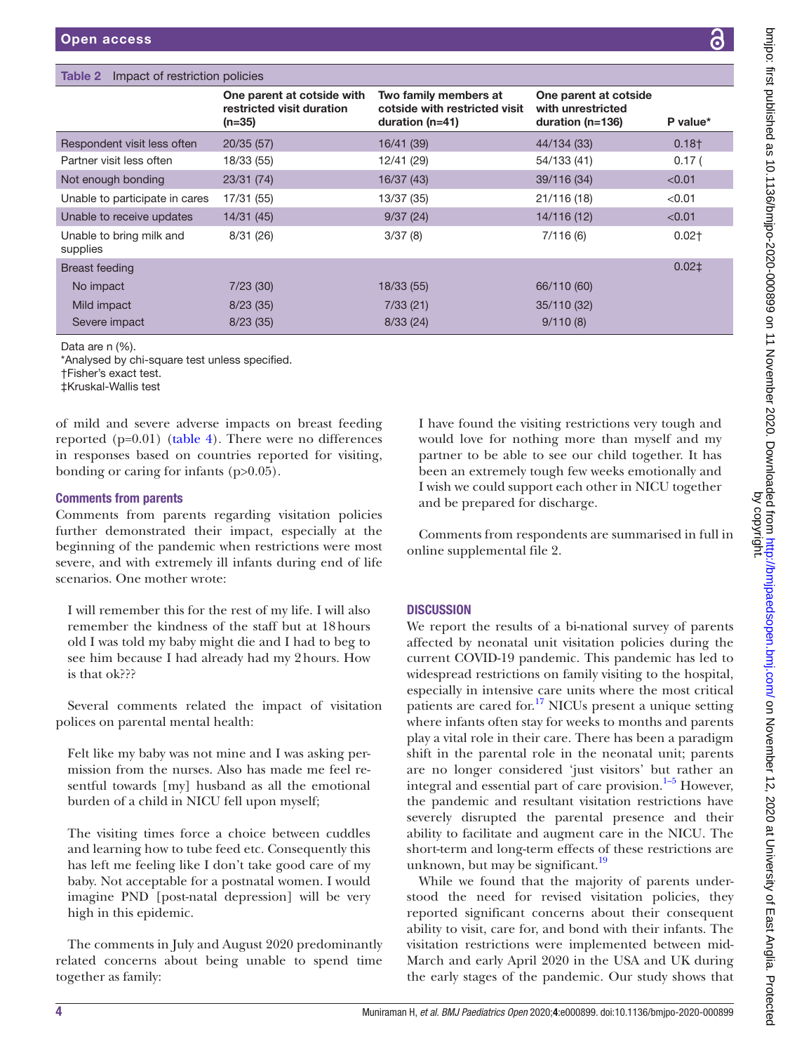Table 2 Impact of restriction policies

| | One parent at cotside with restricted visit duration (n=35) | Two family members at cotside with restricted visit duration (n=41) | One parent at cotside with unrestricted duration (n=136) | P value* |
|---|---|---|---|---|
| Respondent visit less often | 20/35 (57) | 16/41 (39) | 44/134 (33) | 0.18† |
| Partner visit less often | 18/33 (55) | 12/41 (29) | 54/133 (41) | 0.17 ( |
| Not enough bonding | 23/31 (74) | 16/37 (43) | 39/116 (34) | <0.01 |
| Unable to participate in cares | 17/31 (55) | 13/37 (35) | 21/116 (18) | <0.01 |
| Unable to receive updates | 14/31 (45) | 9/37 (24) | 14/116 (12) | <0.01 |
| Unable to bring milk and supplies | 8/31 (26) | 3/37 (8) | 7/116 (6) | 0.02† |
| Breast feeding | | | | 0.02‡ |
| No impact | 7/23 (30) | 18/33 (55) | 66/110 (60) | |
| Mild impact | 8/23 (35) | 7/33 (21) | 35/110 (32) | |
| Severe impact | 8/23 (35) | 8/33 (24) | 9/110 (8) | |

Data are n (%).
*Analysed by chi-square test unless specified.
†Fisher's exact test.
‡Kruskal-Wallis test

of mild and severe adverse impacts on breast feeding reported (p=0.01) (table 4). There were no differences in responses based on countries reported for visiting, bonding or caring for infants (p>0.05).

### Comments from parents

Comments from parents regarding visitation policies further demonstrated their impact, especially at the beginning of the pandemic when restrictions were most severe, and with extremely ill infants during end of life scenarios. One mother wrote:

> I will remember this for the rest of my life. I will also remember the kindness of the staff but at 18 hours old I was told my baby might die and I had to beg to see him because I had already had my 2 hours. How is that ok???

Several comments related the impact of visitation polices on parental mental health:

> Felt like my baby was not mine and I was asking permission from the nurses. Also has made me feel resentful towards [my] husband as all the emotional burden of a child in NICU fell upon myself;

> The visiting times force a choice between cuddles and learning how to tube feed etc. Consequently this has left me feeling like I don't take good care of my baby. Not acceptable for a postnatal women. I would imagine PND [post-natal depression] will be very high in this epidemic.

The comments in July and August 2020 predominantly related concerns about being unable to spend time together as family:

> I have found the visiting restrictions very tough and would love for nothing more than myself and my partner to be able to see our child together. It has been an extremely tough few weeks emotionally and I wish we could support each other in NICU together and be prepared for discharge.

Comments from respondents are summarised in full in online supplemental file 2.

## DISCUSSION

We report the results of a bi-national survey of parents affected by neonatal unit visitation policies during the current COVID-19 pandemic. This pandemic has led to widespread restrictions on family visiting to the hospital, especially in intensive care units where the most critical patients are cared for.[17] NICUs present a unique setting where infants often stay for weeks to months and parents play a vital role in their care. There has been a paradigm shift in the parental role in the neonatal unit; parents are no longer considered 'just visitors' but rather an integral and essential part of care provision.[1–5] However, the pandemic and resultant visitation restrictions have severely disrupted the parental presence and their ability to facilitate and augment care in the NICU. The short-term and long-term effects of these restrictions are unknown, but may be significant.[19]

While we found that the majority of parents understood the need for revised visitation policies, they reported significant concerns about their consequent ability to visit, care for, and bond with their infants. The visitation restrictions were implemented between mid-March and early April 2020 in the USA and UK during the early stages of the pandemic. Our study shows that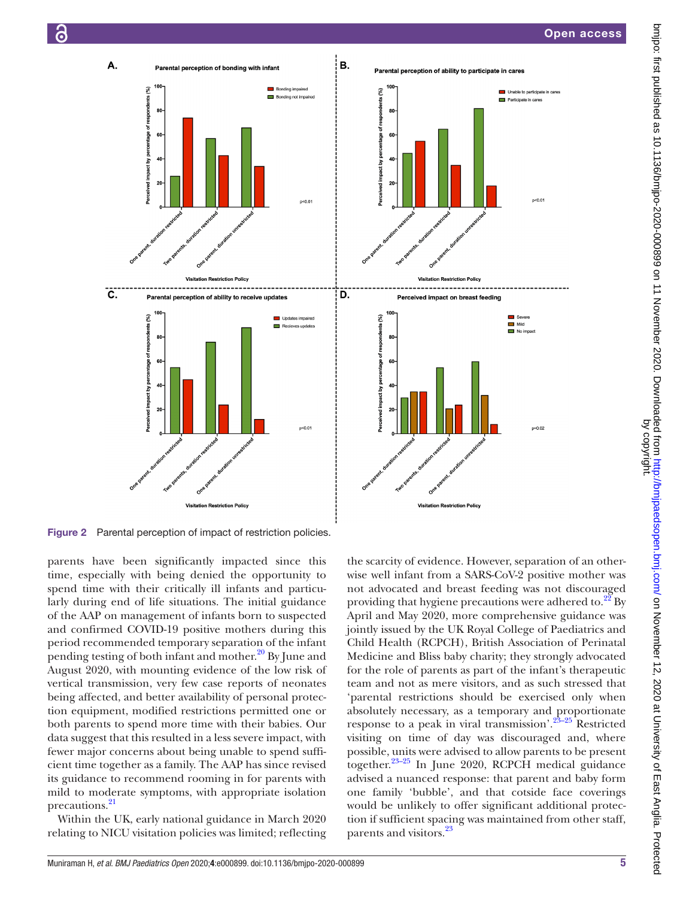Figure 2 Parental perception of impact of restriction policies.

parents have been significantly impacted since this time, especially with being denied the opportunity to spend time with their critically ill infants and particularly during end of life situations. The initial guidance of the AAP on management of infants born to suspected and confirmed COVID-19 positive mothers during this period recommended temporary separation of the infant pending testing of both infant and mother.[20] By June and August 2020, with mounting evidence of the low risk of vertical transmission, very few case reports of neonates being affected, and better availability of personal protection equipment, modified restrictions permitted one or both parents to spend more time with their babies. Our data suggest that this resulted in a less severe impact, with fewer major concerns about being unable to spend sufficient time together as a family. The AAP has since revised its guidance to recommend rooming in for parents with mild to moderate symptoms, with appropriate isolation precautions.[21]

Within the UK, early national guidance in March 2020 relating to NICU visitation policies was limited; reflecting the scarcity of evidence. However, separation of an otherwise well infant from a SARS-CoV-2 positive mother was not advocated and breast feeding was not discouraged providing that hygiene precautions were adhered to.[22] By April and May 2020, more comprehensive guidance was jointly issued by the UK Royal College of Paediatrics and Child Health (RCPCH), British Association of Perinatal Medicine and Bliss baby charity; they strongly advocated for the role of parents as part of the infant's therapeutic team and not as mere visitors, and as such stressed that 'parental restrictions should be exercised only when absolutely necessary, as a temporary and proportionate response to a peak in viral transmission'.[23–25] Restricted visiting on time of day was discouraged and, where possible, units were advised to allow parents to be present together.[23–25] In June 2020, RCPCH medical guidance advised a nuanced response: that parent and baby form one family 'bubble', and that outside face coverings would be unlikely to offer significant additional protection if sufficient spacing was maintained from other staff, parents and visitors.[23]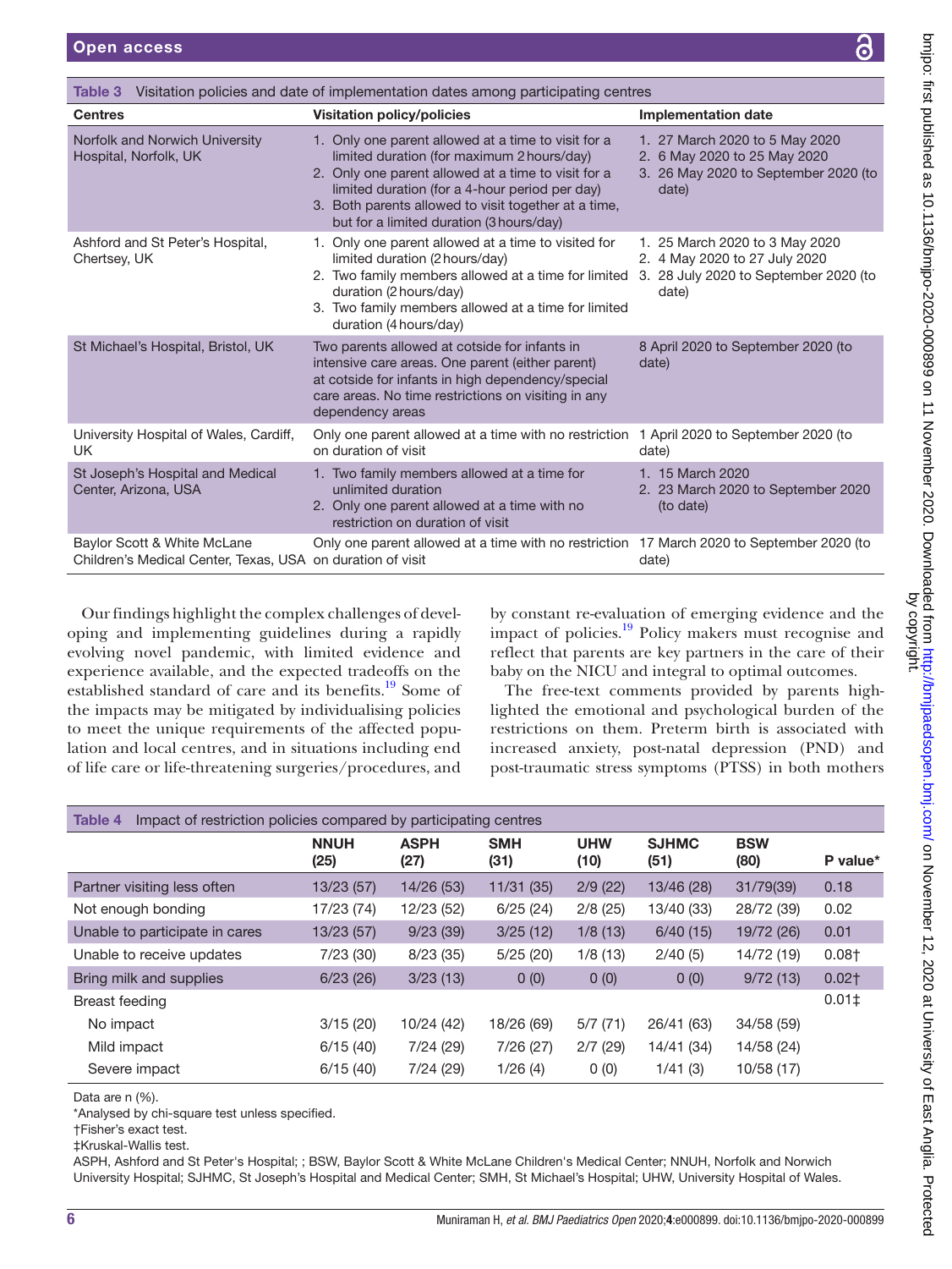Table 3 Visitation policies and date of implementation dates among participating centres

| Centres | Visitation policy/policies | Implementation date |
|---|---|---|
| Norfolk and Norwich University Hospital, Norfolk, UK | 1. Only one parent allowed at a time to visit for a limited duration (for maximum 2 hours/day)<br>2. Only one parent allowed at a time to visit for a limited duration (for a 4-hour period per day)<br>3. Both parents allowed to visit together at a time, but for a limited duration (3 hours/day) | 1. 27 March 2020 to 5 May 2020<br>2. 6 May 2020 to 25 May 2020<br>3. 26 May 2020 to September 2020 (to date) |
| Ashford and St Peter's Hospital, Chertsey, UK | 1. Only one parent allowed at a time to visited for limited duration (2 hours/day)<br>2. Two family members allowed at a time for limited duration (2 hours/day)<br>3. Two family members allowed at a time for limited duration (4 hours/day) | 1. 25 March 2020 to 3 May 2020<br>2. 4 May 2020 to 27 July 2020<br>3. 28 July 2020 to September 2020 (to date) |
| St Michael's Hospital, Bristol, UK | Two parents allowed at cotside for infants in intensive care areas. One parent (either parent) at cotside for infants in high dependency/special care areas. No time restrictions on visiting in any dependency areas | 8 April 2020 to September 2020 (to date) |
| University Hospital of Wales, Cardiff, UK | Only one parent allowed at a time with no restriction on duration of visit | 1 April 2020 to September 2020 (to date) |
| St Joseph's Hospital and Medical Center, Arizona, USA | 1. Two family members allowed at a time for unlimited duration<br>2. Only one parent allowed at a time with no restriction on duration of visit | 1. 15 March 2020<br>2. 23 March 2020 to September 2020 (to date) |
| Baylor Scott & White McLane Children's Medical Center, Texas, USA | Only one parent allowed at a time with no restriction on duration of visit | 17 March 2020 to September 2020 (to date) |

Our findings highlight the complex challenges of developing and implementing guidelines during a rapidly evolving novel pandemic, with limited evidence and experience available, and the expected tradeoffs on the established standard of care and its benefits.[19] Some of the impacts may be mitigated by individualising policies to meet the unique requirements of the affected population and local centres, and in situations including end of life care or life-threatening surgeries/procedures, and by constant re-evaluation of emerging evidence and the impact of policies.[19] Policy makers must recognise and reflect that parents are key partners in the care of their baby on the NICU and integral to optimal outcomes.

The free-text comments provided by parents highlighted the emotional and psychological burden of the restrictions on them. Preterm birth is associated with increased anxiety, post-natal depression (PND) and post-traumatic stress symptoms (PTSS) in both mothers

Table 4 Impact of restriction policies compared by participating centres

| | NNUH (25) | ASPH (27) | SMH (31) | UHW (10) | SJHMC (51) | BSW (80) | P value* |
|---|---|---|---|---|---|---|---|
| Partner visiting less often | 13/23 (57) | 14/26 (53) | 11/31 (35) | 2/9 (22) | 13/46 (28) | 31/79(39) | 0.18 |
| Not enough bonding | 17/23 (74) | 12/23 (52) | 6/25 (24) | 2/8 (25) | 13/40 (33) | 28/72 (39) | 0.02 |
| Unable to participate in cares | 13/23 (57) | 9/23 (39) | 3/25 (12) | 1/8 (13) | 6/40 (15) | 19/72 (26) | 0.01 |
| Unable to receive updates | 7/23 (30) | 8/23 (35) | 5/25 (20) | 1/8 (13) | 2/40 (5) | 14/72 (19) | 0.08† |
| Bring milk and supplies | 6/23 (26) | 3/23 (13) | 0 (0) | 0 (0) | 0 (0) | 9/72 (13) | 0.02† |
| Breast feeding | | | | | | | 0.01‡ |
| No impact | 3/15 (20) | 10/24 (42) | 18/26 (69) | 5/7 (71) | 26/41 (63) | 34/58 (59) | |
| Mild impact | 6/15 (40) | 7/24 (29) | 7/26 (27) | 2/7 (29) | 14/41 (34) | 14/58 (24) | |
| Severe impact | 6/15 (40) | 7/24 (29) | 1/26 (4) | 0 (0) | 1/41 (3) | 10/58 (17) | |

Data are n (%).
*Analysed by chi-square test unless specified.
†Fisher's exact test.
‡Kruskal-Wallis test.
ASPH, Ashford and St Peter's Hospital; ; BSW, Baylor Scott & White McLane Children's Medical Center; NNUH, Norfolk and Norwich University Hospital; SJHMC, St Joseph's Hospital and Medical Center; SMH, St Michael's Hospital; UHW, University Hospital of Wales.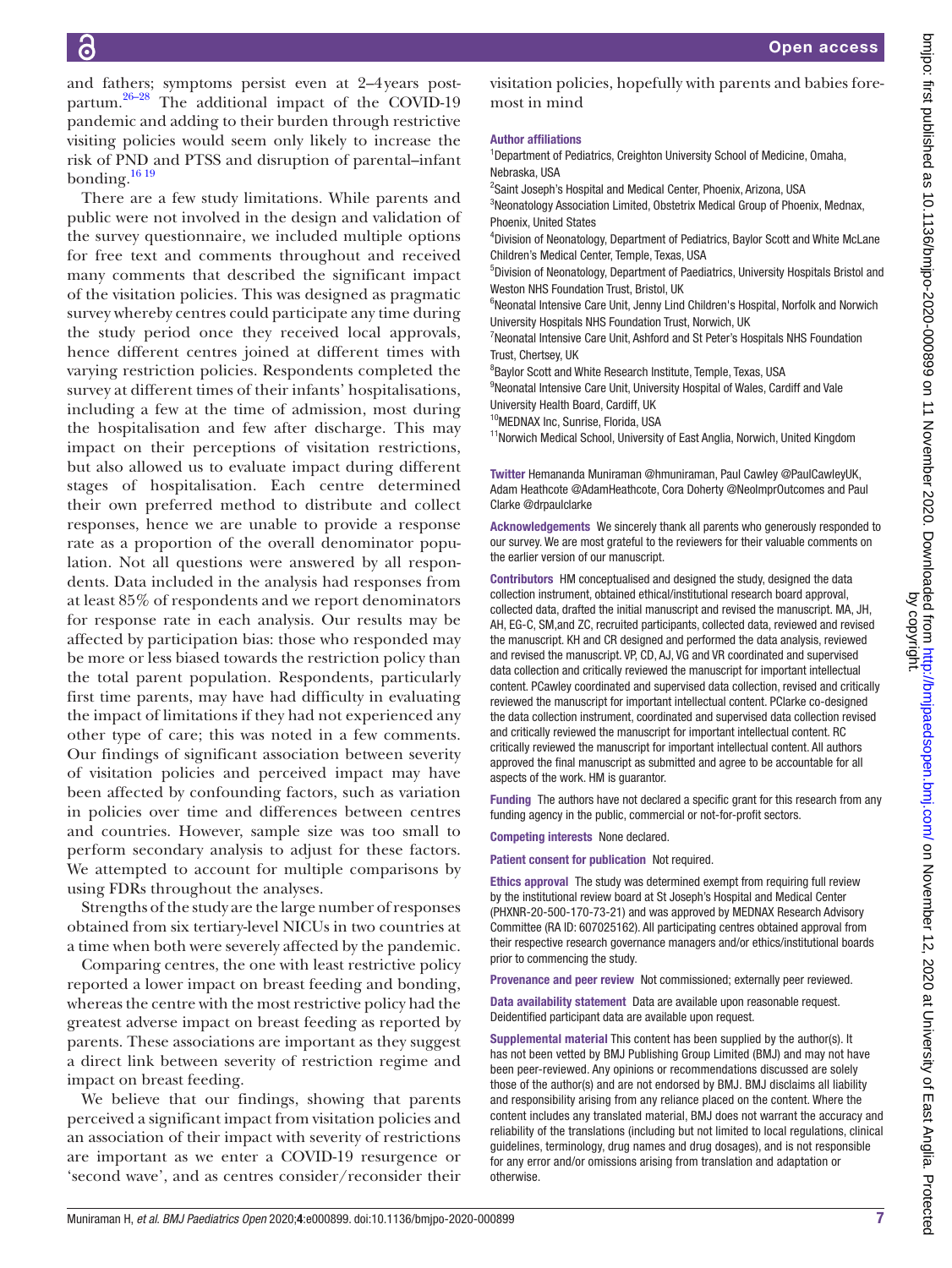and fathers; symptoms persist even at 2–4years postpartum.[26–28] The additional impact of the COVID-19 pandemic and adding to their burden through restrictive visiting policies would seem only likely to increase the risk of PND and PTSS and disruption of parental–infant bonding.[16 19]

There are a few study limitations. While parents and public were not involved in the design and validation of the survey questionnaire, we included multiple options for free text and comments throughout and received many comments that described the significant impact of the visitation policies. This was designed as pragmatic survey whereby centres could participate any time during the study period once they received local approvals, hence different centres joined at different times with varying restriction policies. Respondents completed the survey at different times of their infants' hospitalisations, including a few at the time of admission, most during the hospitalisation and few after discharge. This may impact on their perceptions of visitation restrictions, but also allowed us to evaluate impact during different stages of hospitalisation. Each centre determined their own preferred method to distribute and collect responses, hence we are unable to provide a response rate as a proportion of the overall denominator population. Not all questions were answered by all respondents. Data included in the analysis had responses from at least 85% of respondents and we report denominators for response rate in each analysis. Our results may be affected by participation bias: those who responded may be more or less biased towards the restriction policy than the total parent population. Respondents, particularly first time parents, may have had difficulty in evaluating the impact of limitations if they had not experienced any other type of care; this was noted in a few comments. Our findings of significant association between severity of visitation policies and perceived impact may have been affected by confounding factors, such as variation in policies over time and differences between centres and countries. However, sample size was too small to perform secondary analysis to adjust for these factors. We attempted to account for multiple comparisons by using FDRs throughout the analyses.

Strengths of the study are the large number of responses obtained from six tertiary-level NICUs in two countries at a time when both were severely affected by the pandemic.

Comparing centres, the one with least restrictive policy reported a lower impact on breast feeding and bonding, whereas the centre with the most restrictive policy had the greatest adverse impact on breast feeding as reported by parents. These associations are important as they suggest a direct link between severity of restriction regime and impact on breast feeding.

We believe that our findings, showing that parents perceived a significant impact from visitation policies and an association of their impact with severity of restrictions are important as we enter a COVID-19 resurgence or 'second wave', and as centres consider/reconsider their visitation policies, hopefully with parents and babies foremost in mind

**Author affiliations**

[1]Department of Pediatrics, Creighton University School of Medicine, Omaha, Nebraska, USA
[2]Saint Joseph's Hospital and Medical Center, Phoenix, Arizona, USA
[3]Neonatology Association Limited, Obstetrix Medical Group of Phoenix, Mednax, Phoenix, United States
[4]Division of Neonatology, Department of Pediatrics, Baylor Scott and White McLane Children's Medical Center, Temple, Texas, USA
[5]Division of Neonatology, Department of Paediatrics, University Hospitals Bristol and Weston NHS Foundation Trust, Bristol, UK
[6]Neonatal Intensive Care Unit, Jenny Lind Children's Hospital, Norfolk and Norwich University Hospitals NHS Foundation Trust, Norwich, UK
[7]Neonatal Intensive Care Unit, Ashford and St Peter's Hospitals NHS Foundation Trust, Chertsey, UK
[8]Baylor Scott and White Research Institute, Temple, Texas, USA
[9]Neonatal Intensive Care Unit, University Hospital of Wales, Cardiff and Vale University Health Board, Cardiff, UK
[10]MEDNAX Inc, Sunrise, Florida, USA
[11]Norwich Medical School, University of East Anglia, Norwich, United Kingdom

**Twitter** Hemananda Muniraman @hmuniraman, Paul Cawley @PaulCawleyUK, Adam Heathcote @AdamHeathcote, Cora Doherty @NeoImprOutcomes and Paul Clarke @drpaulclarke

**Acknowledgements** We sincerely thank all parents who generously responded to our survey. We are most grateful to the reviewers for their valuable comments on the earlier version of our manuscript.

**Contributors** HM conceptualised and designed the study, designed the data collection instrument, obtained ethical/institutional research board approval, collected data, drafted the initial manuscript and revised the manuscript. MA, JH, AH, EG-C, SM,and ZC, recruited participants, collected data, reviewed and revised the manuscript. KH and CR designed and performed the data analysis, reviewed and revised the manuscript. VP, CD, AJ, VG and VR coordinated and supervised data collection and critically reviewed the manuscript for important intellectual content. PCawley coordinated and supervised data collection, revised and critically reviewed the manuscript for important intellectual content. PClarke co-designed the data collection instrument, coordinated and supervised data collection revised and critically reviewed the manuscript for important intellectual content. RC critically reviewed the manuscript for important intellectual content. All authors approved the final manuscript as submitted and agree to be accountable for all aspects of the work. HM is guarantor.

**Funding** The authors have not declared a specific grant for this research from any funding agency in the public, commercial or not-for-profit sectors.

**Competing interests** None declared.

**Patient consent for publication** Not required.

**Ethics approval** The study was determined exempt from requiring full review by the institutional review board at St Joseph's Hospital and Medical Center (PHXNR-20-500-170-73-21) and was approved by MEDNAX Research Advisory Committee (RA ID: 607025162). All participating centres obtained approval from their respective research governance managers and/or ethics/institutional boards prior to commencing the study.

**Provenance and peer review** Not commissioned; externally peer reviewed.

**Data availability statement** Data are available upon reasonable request. Deidentified participant data are available upon request.

**Supplemental material** This content has been supplied by the author(s). It has not been vetted by BMJ Publishing Group Limited (BMJ) and may not have been peer-reviewed. Any opinions or recommendations discussed are solely those of the author(s) and are not endorsed by BMJ. BMJ disclaims all liability and responsibility arising from any reliance placed on the content. Where the content includes any translated material, BMJ does not warrant the accuracy and reliability of the translations (including but not limited to local regulations, clinical guidelines, terminology, drug names and drug dosages), and is not responsible for any error and/or omissions arising from translation and adaptation or otherwise.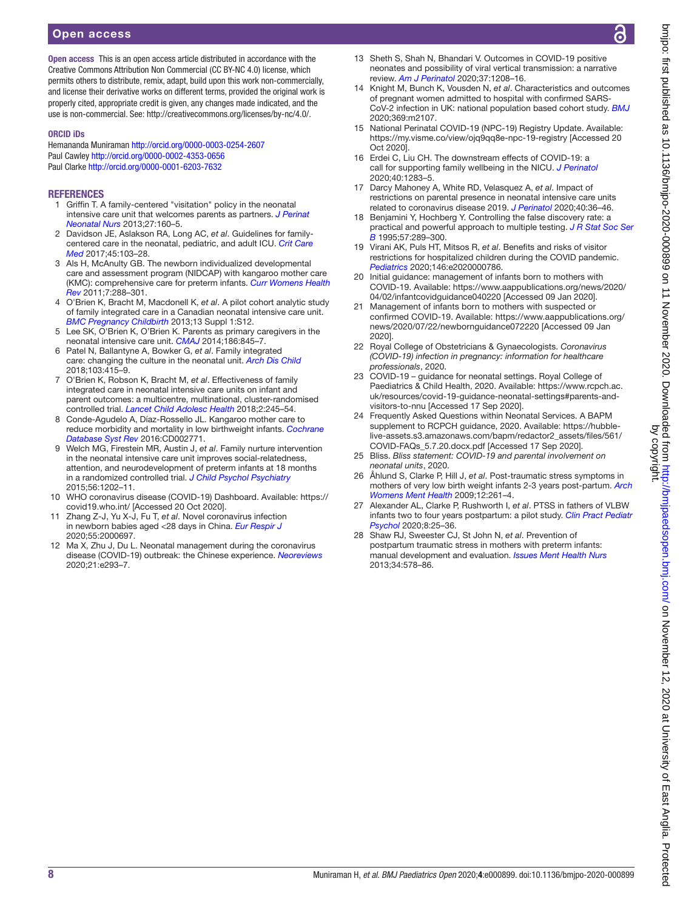**Open access** This is an open access article distributed in accordance with the Creative Commons Attribution Non Commercial (CC BY-NC 4.0) license, which permits others to distribute, remix, adapt, build upon this work non-commercially, and license their derivative works on different terms, provided the original work is properly cited, appropriate credit is given, any changes made indicated, and the use is non-commercial. See: http://creativecommons.org/licenses/by-nc/4.0/.

#### ORCID iDs

Hemananda Muniraman http://orcid.org/0000-0003-0254-2607
Paul Cawley http://orcid.org/0000-0002-4353-0656
Paul Clarke http://orcid.org/0000-0001-6203-7632

## REFERENCES

1. Griffin T. A family-centered "visitation" policy in the neonatal intensive care unit that welcomes parents as partners. *J Perinat Neonatal Nurs* 2013;27:160–5.
2. Davidson JE, Aslakson RA, Long AC, *et al*. Guidelines for family-centered care in the neonatal, pediatric, and adult ICU. *Crit Care Med* 2017;45:103–28.
3. Als H, McAnulty GB. The newborn individualized developmental care and assessment program (NIDCAP) with kangaroo mother care (KMC): comprehensive care for preterm infants. *Curr Womens Health Rev* 2011;7:288–301.
4. O'Brien K, Bracht M, Macdonell K, *et al*. A pilot cohort analytic study of family integrated care in a Canadian neonatal intensive care unit. *BMC Pregnancy Childbirth* 2013;13 Suppl 1:S12.
5. Lee SK, O'Brien K, O'Brien K. Parents as primary caregivers in the neonatal intensive care unit. *CMAJ* 2014;186:845–7.
6. Patel N, Ballantyne A, Bowker G, *et al*. Family integrated care: changing the culture in the neonatal unit. *Arch Dis Child* 2018;103:415–9.
7. O'Brien K, Robson K, Bracht M, *et al*. Effectiveness of family integrated care in neonatal intensive care units on infant and parent outcomes: a multicentre, multinational, cluster-randomised controlled trial. *Lancet Child Adolesc Health* 2018;2:245–54.
8. Conde-Agudelo A, Díaz-Rossello JL. Kangaroo mother care to reduce morbidity and mortality in low birthweight infants. *Cochrane Database Syst Rev* 2016:CD002771.
9. Welch MG, Firestein MR, Austin J, *et al*. Family nurture intervention in the neonatal intensive care unit improves social-relatedness, attention, and neurodevelopment of preterm infants at 18 months in a randomized controlled trial. *J Child Psychol Psychiatry* 2015;56:1202–11.
10. WHO coronavirus disease (COVID-19) Dashboard. Available: https://covid19.who.int/ [Accessed 20 Oct 2020].
11. Zhang Z-J, Yu X-J, Fu T, *et al*. Novel coronavirus infection in newborn babies aged <28 days in China. *Eur Respir J* 2020;55:2000697.
12. Ma X, Zhu J, Du L. Neonatal management during the coronavirus disease (COVID-19) outbreak: the Chinese experience. *Neoreviews* 2020;21:e293–7.
13. Sheth S, Shah N, Bhandari V. Outcomes in COVID-19 positive neonates and possibility of viral vertical transmission: a narrative review. *Am J Perinatol* 2020;37:1208–16.
14. Knight M, Bunch K, Vousden N, *et al*. Characteristics and outcomes of pregnant women admitted to hospital with confirmed SARS-CoV-2 infection in UK: national population based cohort study. *BMJ* 2020;369:m2107.
15. National Perinatal COVID-19 (NPC-19) Registry Update. Available: https://my.visme.co/view/ojq9qq8e-npc-19-registry [Accessed 20 Oct 2020].
16. Erdei C, Liu CH. The downstream effects of COVID-19: a call for supporting family wellbeing in the NICU. *J Perinatol* 2020;40:1283–5.
17. Darcy Mahoney A, White RD, Velasquez A, *et al*. Impact of restrictions on parental presence in neonatal intensive care units related to coronavirus disease 2019. *J Perinatol* 2020;40:36–46.
18. Benjamini Y, Hochberg Y. Controlling the false discovery rate: a practical and powerful approach to multiple testing. *J R Stat Soc Ser B* 1995;57:289–300.
19. Virani AK, Puls HT, Mitsos R, *et al*. Benefits and risks of visitor restrictions for hospitalized children during the COVID pandemic. *Pediatrics* 2020;146:e2020000786.
20. Initial guidance: management of infants born to mothers with COVID-19. Available: https://www.aappublications.org/news/2020/04/02/infantcovidguidance040220 [Accessed 09 Jan 2020].
21. Management of infants born to mothers with suspected or confirmed COVID-19. Available: https://www.aappublications.org/news/2020/07/22/newbornguidance072220 [Accessed 09 Jan 2020].
22. Royal College of Obstetricians & Gynaecologists. *Coronavirus (COVID-19) infection in pregnancy: information for healthcare professionals*, 2020.
23. COVID-19 – guidance for neonatal settings. Royal College of Paediatrics & Child Health, 2020. Available: https://www.rcpch.ac.uk/resources/covid-19-guidance-neonatal-settings#parents-and-visitors-to-nnu [Accessed 17 Sep 2020].
24. Frequently Asked Questions within Neonatal Services. A BAPM supplement to RCPCH guidance, 2020. Available: https://hubble-live-assets.s3.amazonaws.com/bapm/redactor2_assets/files/561/COVID-FAQs_5.7.20.docx.pdf [Accessed 17 Sep 2020].
25. Bliss. *Bliss statement: COVID-19 and parental involvement on neonatal units*, 2020.
26. Åhlund S, Clarke P, Hill J, *et al*. Post-traumatic stress symptoms in mothers of very low birth weight infants 2-3 years post-partum. *Arch Womens Ment Health* 2009;12:261–4.
27. Alexander AL, Clarke P, Rushworth I, *et al*. PTSS in fathers of VLBW infants two to four years postpartum: a pilot study. *Clin Pract Pediatr Psychol* 2020;8:25–36.
28. Shaw RJ, Sweester CJ, St John N, *et al*. Prevention of postpartum traumatic stress in mothers with preterm infants: manual development and evaluation. *Issues Ment Health Nurs* 2013;34:578–86.